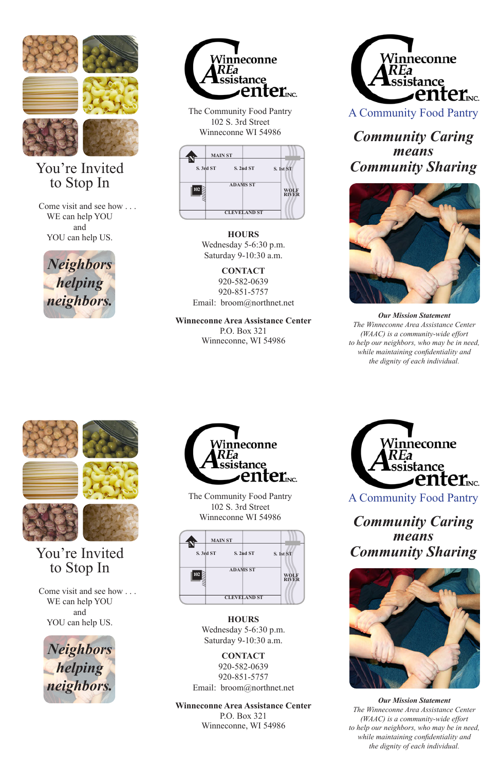# You're Invited to Stop In

Come visit and see how . . .
WE can help YOU
and
YOU can help US.

***Neighbors helping neighbors.***

## Winneconne AREa Assistance Center INC.

The Community Food Pantry
102 S. 3rd Street
Winneconne WI 54986

MAIN ST · S. 3rd ST · S. 2nd ST · S. 1st ST · ADAMS ST · 102 · WOLF RIVER · CLEVELAND ST · N

**HOURS**
Wednesday 5-6:30 p.m.
Saturday 9-10:30 a.m.

**CONTACT**
920-582-0639
920-851-5757
Email: broom@northnet.net

**Winneconne Area Assistance Center**
P.O. Box 321
Winneconne, WI 54986

## Winneconne AREa Assistance Center INC.

A Community Food Pantry

## *Community Caring means Community Sharing*

***Our Mission Statement***

*The Winneconne Area Assistance Center (WAAC) is a community-wide effort to help our neighbors, who may be in need, while maintaining confidentiality and the dignity of each individual.*

---

# You're Invited to Stop In

Come visit and see how . . .
WE can help YOU
and
YOU can help US.

***Neighbors helping neighbors.***

## Winneconne AREa Assistance Center INC.

The Community Food Pantry
102 S. 3rd Street
Winneconne WI 54986

MAIN ST · S. 3rd ST · S. 2nd ST · S. 1st ST · ADAMS ST · 102 · WOLF RIVER · CLEVELAND ST · N

**HOURS**
Wednesday 5-6:30 p.m.
Saturday 9-10:30 a.m.

**CONTACT**
920-582-0639
920-851-5757
Email: broom@northnet.net

**Winneconne Area Assistance Center**
P.O. Box 321
Winneconne, WI 54986

## Winneconne AREa Assistance Center INC.

A Community Food Pantry

## *Community Caring means Community Sharing*

***Our Mission Statement***

*The Winneconne Area Assistance Center (WAAC) is a community-wide effort to help our neighbors, who may be in need, while maintaining confidentiality and the dignity of each individual.*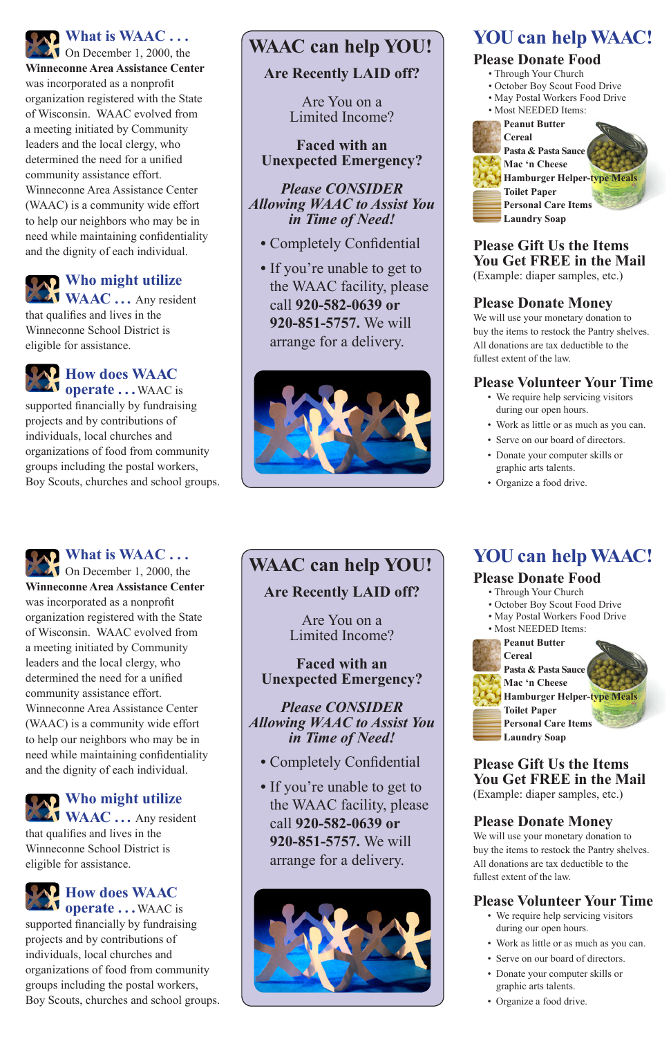## What is WAAC . . .

On December 1, 2000, the **Winneconne Area Assistance Center** was incorporated as a nonprofit organization registered with the State of Wisconsin. WAAC evolved from a meeting initiated by Community leaders and the local clergy, who determined the need for a unified community assistance effort. Winneconne Area Assistance Center (WAAC) is a community wide effort to help our neighbors who may be in need while maintaining confidentiality and the dignity of each individual.

## Who might utilize WAAC . . .

Any resident that qualifies and lives in the Winneconne School District is eligible for assistance.

## How does WAAC operate . . .

WAAC is supported financially by fundraising projects and by contributions of individuals, local churches and organizations of food from community groups including the postal workers, Boy Scouts, churches and school groups.

# WAAC can help YOU!

**Are Recently LAID off?**

Are You on a Limited Income?

**Faced with an Unexpected Emergency?**

***Please CONSIDER Allowing WAAC to Assist You in Time of Need!***

- Completely Confidential
- If you're unable to get to the WAAC facility, please call **920-582-0639 or 920-851-5757.** We will arrange for a delivery.

# YOU can help WAAC!

## Please Donate Food

- Through Your Church
- October Boy Scout Food Drive
- May Postal Workers Food Drive
- Most NEEDED Items:

**Peanut Butter**
**Cereal**
**Pasta & Pasta Sauce**
**Mac 'n Cheese**
**Hamburger Helper-type Meals**
**Toilet Paper**
**Personal Care Items**
**Laundry Soap**

## Please Gift Us the Items You Get FREE in the Mail

(Example: diaper samples, etc.)

## Please Donate Money

We will use your monetary donation to buy the items to restock the Pantry shelves. All donations are tax deductible to the fullest extent of the law.

## Please Volunteer Your Time

- We require help servicing visitors during our open hours.
- Work as little or as much as you can.
- Serve on our board of directors.
- Donate your computer skills or graphic arts talents.
- Organize a food drive.

## What is WAAC . . .

On December 1, 2000, the **Winneconne Area Assistance Center** was incorporated as a nonprofit organization registered with the State of Wisconsin. WAAC evolved from a meeting initiated by Community leaders and the local clergy, who determined the need for a unified community assistance effort. Winneconne Area Assistance Center (WAAC) is a community wide effort to help our neighbors who may be in need while maintaining confidentiality and the dignity of each individual.

## Who might utilize WAAC . . .

Any resident that qualifies and lives in the Winneconne School District is eligible for assistance.

## How does WAAC operate . . .

WAAC is supported financially by fundraising projects and by contributions of individuals, local churches and organizations of food from community groups including the postal workers, Boy Scouts, churches and school groups.

# WAAC can help YOU!

**Are Recently LAID off?**

Are You on a Limited Income?

**Faced with an Unexpected Emergency?**

***Please CONSIDER Allowing WAAC to Assist You in Time of Need!***

- Completely Confidential
- If you're unable to get to the WAAC facility, please call **920-582-0639 or 920-851-5757.** We will arrange for a delivery.

# YOU can help WAAC!

## Please Donate Food

- Through Your Church
- October Boy Scout Food Drive
- May Postal Workers Food Drive
- Most NEEDED Items:

**Peanut Butter**
**Cereal**
**Pasta & Pasta Sauce**
**Mac 'n Cheese**
**Hamburger Helper-type Meals**
**Toilet Paper**
**Personal Care Items**
**Laundry Soap**

## Please Gift Us the Items You Get FREE in the Mail

(Example: diaper samples, etc.)

## Please Donate Money

We will use your monetary donation to buy the items to restock the Pantry shelves. All donations are tax deductible to the fullest extent of the law.

## Please Volunteer Your Time

- We require help servicing visitors during our open hours.
- Work as little or as much as you can.
- Serve on our board of directors.
- Donate your computer skills or graphic arts talents.
- Organize a food drive.